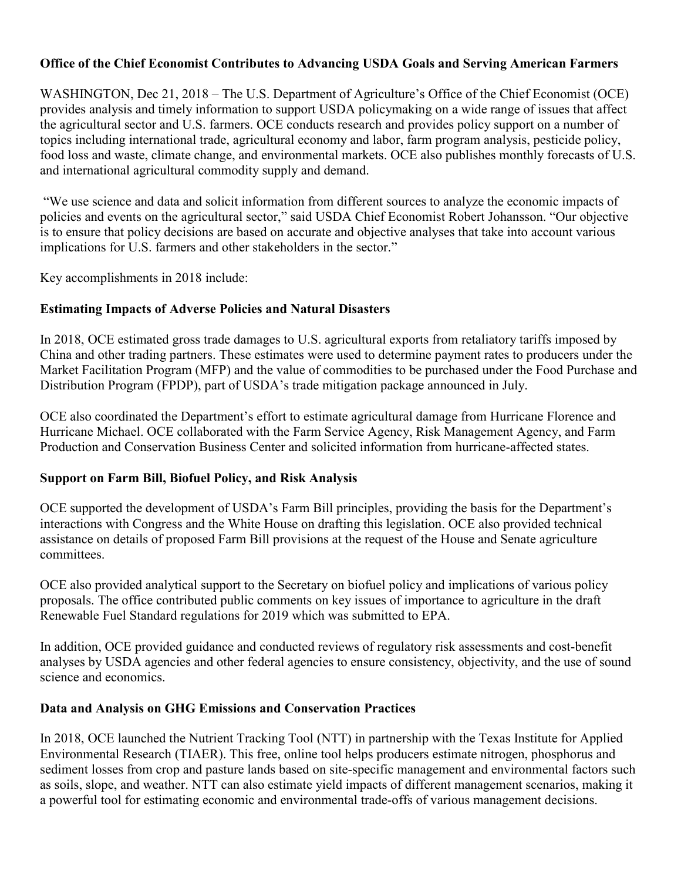# Office of the Chief Economist Contributes to Advancing USDA Goals and Serving American Farmers

WASHINGTON, Dec 21, 2018 – The U.S. Department of Agriculture's Office of the Chief Economist (OCE) provides analysis and timely information to support USDA policymaking on a wide range of issues that affect the agricultural sector and U.S. farmers. OCE conducts research and provides policy support on a number of topics including international trade, agricultural economy and labor, farm program analysis, pesticide policy, food loss and waste, climate change, and environmental markets. OCE also publishes monthly forecasts of U.S. and international agricultural commodity supply and demand.

"We use science and data and solicit information from different sources to analyze the economic impacts of policies and events on the agricultural sector," said USDA Chief Economist Robert Johansson. "Our objective is to ensure that policy decisions are based on accurate and objective analyses that take into account various implications for U.S. farmers and other stakeholders in the sector."

Key accomplishments in 2018 include:

## Estimating Impacts of Adverse Policies and Natural Disasters

In 2018, OCE estimated gross trade damages to U.S. agricultural exports from retaliatory tariffs imposed by China and other trading partners. These estimates were used to determine payment rates to producers under the Market Facilitation Program (MFP) and the value of commodities to be purchased under the Food Purchase and Distribution Program (FPDP), part of USDA's trade mitigation package announced in July.

OCE also coordinated the Department's effort to estimate agricultural damage from Hurricane Florence and Hurricane Michael. OCE collaborated with the Farm Service Agency, Risk Management Agency, and Farm Production and Conservation Business Center and solicited information from hurricane-affected states.

## Support on Farm Bill, Biofuel Policy, and Risk Analysis

OCE supported the development of USDA's Farm Bill principles, providing the basis for the Department's interactions with Congress and the White House on drafting this legislation. OCE also provided technical assistance on details of proposed Farm Bill provisions at the request of the House and Senate agriculture committees.

OCE also provided analytical support to the Secretary on biofuel policy and implications of various policy proposals. The office contributed public comments on key issues of importance to agriculture in the draft Renewable Fuel Standard regulations for 2019 which was submitted to EPA.

In addition, OCE provided guidance and conducted reviews of regulatory risk assessments and cost-benefit analyses by USDA agencies and other federal agencies to ensure consistency, objectivity, and the use of sound science and economics.

## Data and Analysis on GHG Emissions and Conservation Practices

In 2018, OCE launched the Nutrient Tracking Tool (NTT) in partnership with the Texas Institute for Applied Environmental Research (TIAER). This free, online tool helps producers estimate nitrogen, phosphorus and sediment losses from crop and pasture lands based on site-specific management and environmental factors such as soils, slope, and weather. NTT can also estimate yield impacts of different management scenarios, making it a powerful tool for estimating economic and environmental trade-offs of various management decisions.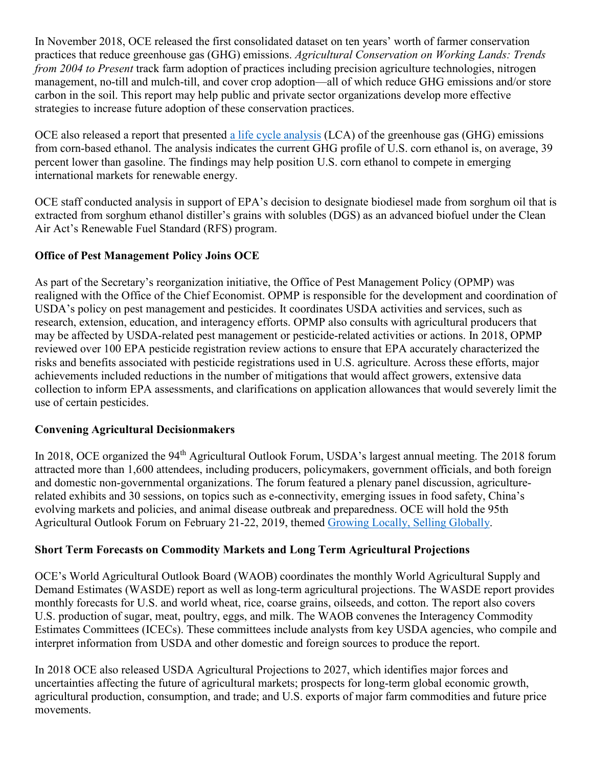In November 2018, OCE released the first consolidated dataset on ten years' worth of farmer conservation practices that reduce greenhouse gas (GHG) emissions. *Agricultural Conservation on Working Lands: Trends from 2004 to Present* track farm adoption of practices including precision agriculture technologies, nitrogen management, no-till and mulch-till, and cover crop adoption—all of which reduce GHG emissions and/or store carbon in the soil. This report may help public and private sector organizations develop more effective strategies to increase future adoption of these conservation practices.

OCE also released a report that presented a life cycle analysis (LCA) of the greenhouse gas (GHG) emissions from corn-based ethanol. The analysis indicates the current GHG profile of U.S. corn ethanol is, on average, 39 percent lower than gasoline. The findings may help position U.S. corn ethanol to compete in emerging international markets for renewable energy.

OCE staff conducted analysis in support of EPA's decision to designate biodiesel made from sorghum oil that is extracted from sorghum ethanol distiller's grains with solubles (DGS) as an advanced biofuel under the Clean Air Act's Renewable Fuel Standard (RFS) program.

**Office of Pest Management Policy Joins OCE**

As part of the Secretary's reorganization initiative, the Office of Pest Management Policy (OPMP) was realigned with the Office of the Chief Economist. OPMP is responsible for the development and coordination of USDA's policy on pest management and pesticides. It coordinates USDA activities and services, such as research, extension, education, and interagency efforts. OPMP also consults with agricultural producers that may be affected by USDA-related pest management or pesticide-related activities or actions. In 2018, OPMP reviewed over 100 EPA pesticide registration review actions to ensure that EPA accurately characterized the risks and benefits associated with pesticide registrations used in U.S. agriculture. Across these efforts, major achievements included reductions in the number of mitigations that would affect growers, extensive data collection to inform EPA assessments, and clarifications on application allowances that would severely limit the use of certain pesticides.

**Convening Agricultural Decisionmakers**

In 2018, OCE organized the 94th Agricultural Outlook Forum, USDA's largest annual meeting. The 2018 forum attracted more than 1,600 attendees, including producers, policymakers, government officials, and both foreign and domestic non-governmental organizations. The forum featured a plenary panel discussion, agriculture-related exhibits and 30 sessions, on topics such as e-connectivity, emerging issues in food safety, China's evolving markets and policies, and animal disease outbreak and preparedness. OCE will hold the 95th Agricultural Outlook Forum on February 21-22, 2019, themed Growing Locally, Selling Globally.

**Short Term Forecasts on Commodity Markets and Long Term Agricultural Projections**

OCE's World Agricultural Outlook Board (WAOB) coordinates the monthly World Agricultural Supply and Demand Estimates (WASDE) report as well as long-term agricultural projections. The WASDE report provides monthly forecasts for U.S. and world wheat, rice, coarse grains, oilseeds, and cotton. The report also covers U.S. production of sugar, meat, poultry, eggs, and milk. The WAOB convenes the Interagency Commodity Estimates Committees (ICECs). These committees include analysts from key USDA agencies, who compile and interpret information from USDA and other domestic and foreign sources to produce the report.

In 2018 OCE also released USDA Agricultural Projections to 2027, which identifies major forces and uncertainties affecting the future of agricultural markets; prospects for long-term global economic growth, agricultural production, consumption, and trade; and U.S. exports of major farm commodities and future price movements.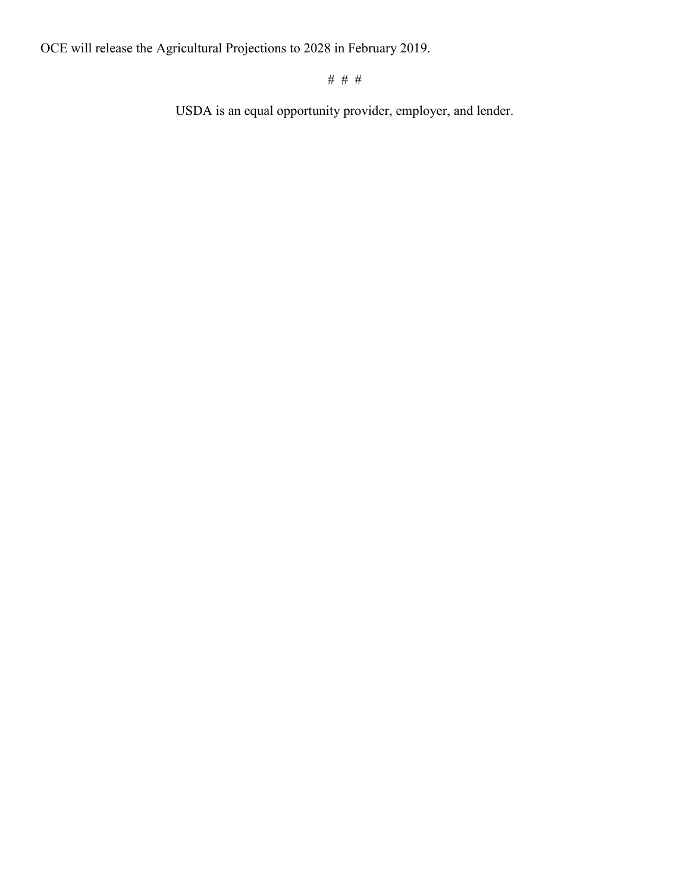OCE will release the Agricultural Projections to 2028 in February 2019.

# # #

USDA is an equal opportunity provider, employer, and lender.